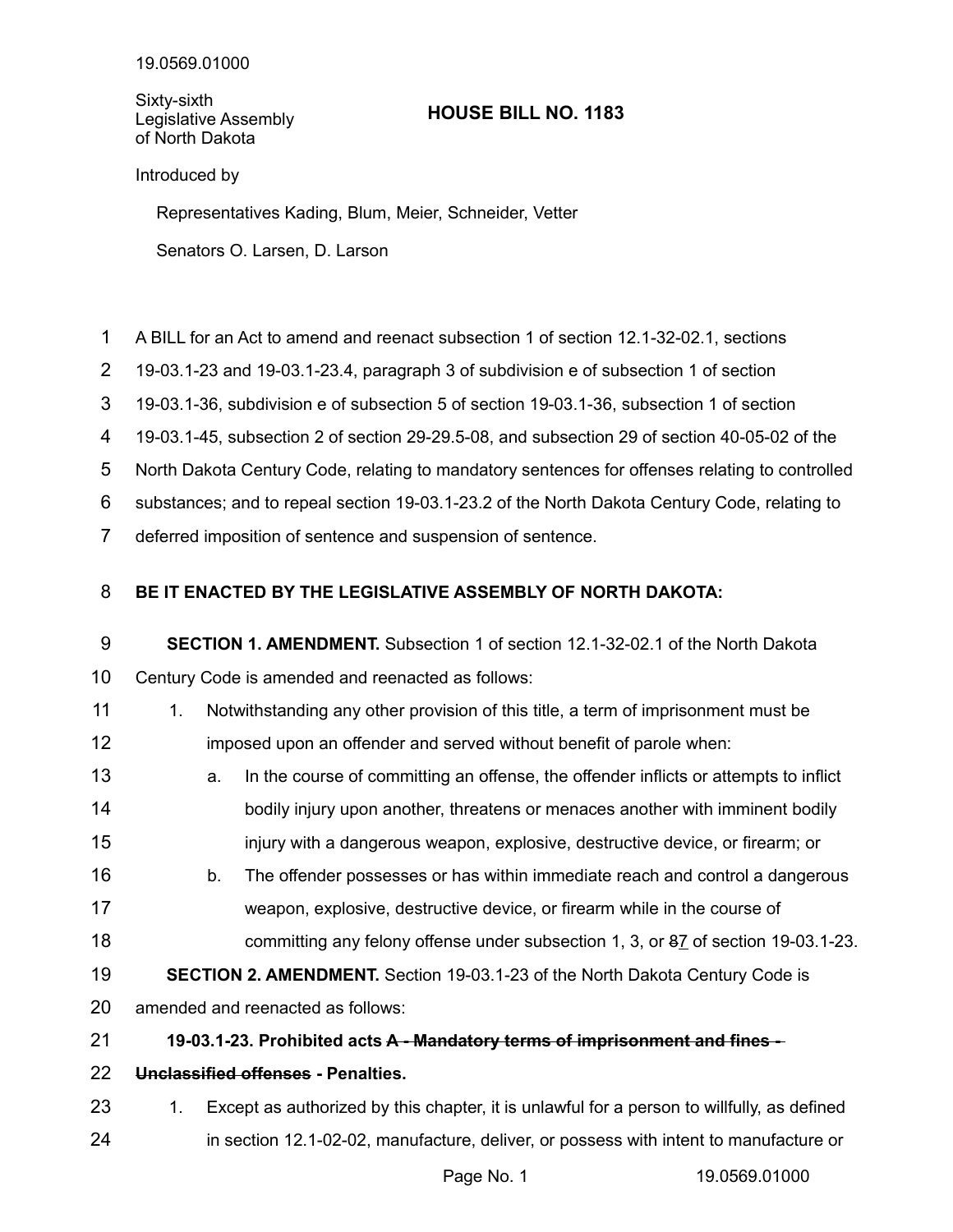19.0569.01000

Sixty-sixth
Legislative Assembly
of North Dakota

# HOUSE BILL NO. 1183

Introduced by

Representatives Kading, Blum, Meier, Schneider, Vetter

Senators O. Larsen, D. Larson

A BILL for an Act to amend and reenact subsection 1 of section 12.1-32-02.1, sections 19-03.1-23 and 19-03.1-23.4, paragraph 3 of subdivision e of subsection 1 of section 19-03.1-36, subdivision e of subsection 5 of section 19-03.1-36, subsection 1 of section 19-03.1-45, subsection 2 of section 29-29.5-08, and subsection 29 of section 40-05-02 of the North Dakota Century Code, relating to mandatory sentences for offenses relating to controlled substances; and to repeal section 19-03.1-23.2 of the North Dakota Century Code, relating to deferred imposition of sentence and suspension of sentence.

**BE IT ENACTED BY THE LEGISLATIVE ASSEMBLY OF NORTH DAKOTA:**

**SECTION 1. AMENDMENT.** Subsection 1 of section 12.1-32-02.1 of the North Dakota Century Code is amended and reenacted as follows:

1. Notwithstanding any other provision of this title, a term of imprisonment must be imposed upon an offender and served without benefit of parole when:
   a. In the course of committing an offense, the offender inflicts or attempts to inflict bodily injury upon another, threatens or menaces another with imminent bodily injury with a dangerous weapon, explosive, destructive device, or firearm; or
   b. The offender possesses or has within immediate reach and control a dangerous weapon, explosive, destructive device, or firearm while in the course of committing any felony offense under subsection 1, 3, or ~~8~~7 of section 19-03.1-23.

**SECTION 2. AMENDMENT.** Section 19-03.1-23 of the North Dakota Century Code is amended and reenacted as follows:

**19-03.1-23. Prohibited acts ~~A - Mandatory terms of imprisonment and fines - Unclassified offenses~~ - Penalties.**

1. Except as authorized by this chapter, it is unlawful for a person to willfully, as defined in section 12.1-02-02, manufacture, deliver, or possess with intent to manufacture or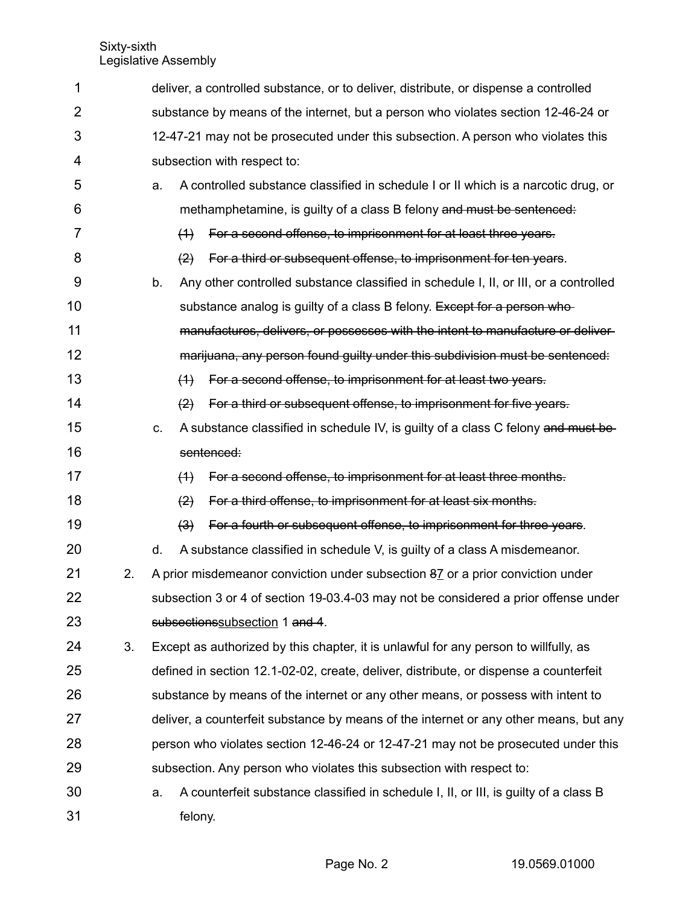deliver, a controlled substance, or to deliver, distribute, or dispense a controlled substance by means of the internet, but a person who violates section 12-46-24 or 12-47-21 may not be prosecuted under this subsection. A person who violates this subsection with respect to:

a. A controlled substance classified in schedule I or II which is a narcotic drug, or methamphetamine, is guilty of a class B felony ~~and must be sentenced:~~

   ~~(1) For a second offense, to imprisonment for at least three years.~~

   ~~(2) For a third or subsequent offense, to imprisonment for ten years~~.

b. Any other controlled substance classified in schedule I, II, or III, or a controlled substance analog is guilty of a class B felony. ~~Except for a person who manufactures, delivers, or possesses with the intent to manufacture or deliver marijuana, any person found guilty under this subdivision must be sentenced:~~

   ~~(1) For a second offense, to imprisonment for at least two years.~~

   ~~(2) For a third or subsequent offense, to imprisonment for five years.~~

c. A substance classified in schedule IV, is guilty of a class C felony ~~and must be sentenced:~~

   ~~(1) For a second offense, to imprisonment for at least three months.~~

   ~~(2) For a third offense, to imprisonment for at least six months.~~

   ~~(3) For a fourth or subsequent offense, to imprisonment for three years~~.

d. A substance classified in schedule V, is guilty of a class A misdemeanor.

2. A prior misdemeanor conviction under subsection ~~8~~7 or a prior conviction under subsection 3 or 4 of section 19-03.4-03 may not be considered a prior offense under ~~subsections~~subsection 1 ~~and 4~~.

3. Except as authorized by this chapter, it is unlawful for any person to willfully, as defined in section 12.1-02-02, create, deliver, distribute, or dispense a counterfeit substance by means of the internet or any other means, or possess with intent to deliver, a counterfeit substance by means of the internet or any other means, but any person who violates section 12-46-24 or 12-47-21 may not be prosecuted under this subsection. Any person who violates this subsection with respect to:

a. A counterfeit substance classified in schedule I, II, or III, is guilty of a class B felony.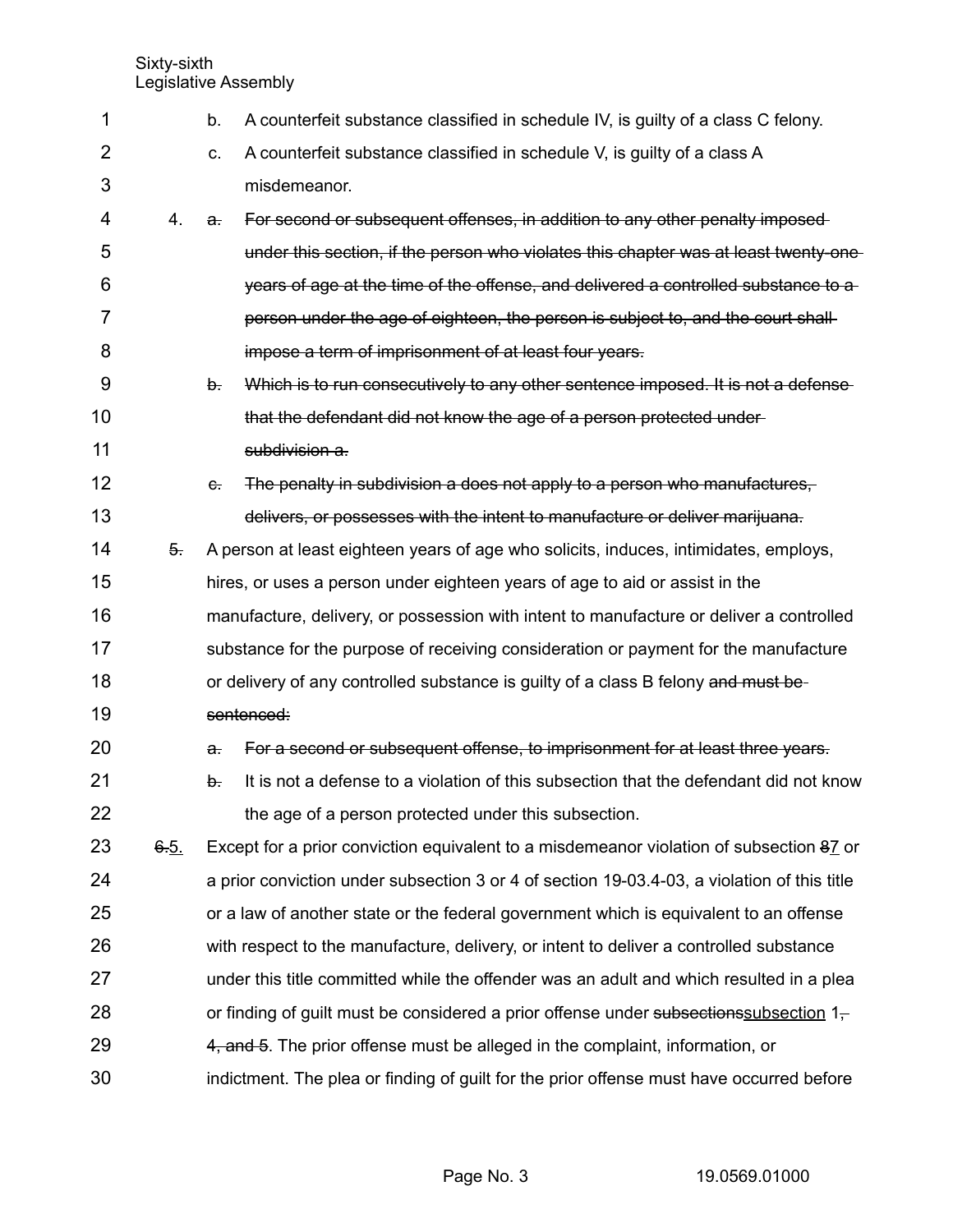b. A counterfeit substance classified in schedule IV, is guilty of a class C felony.

c. A counterfeit substance classified in schedule V, is guilty of a class A misdemeanor.

4. ~~a. For second or subsequent offenses, in addition to any other penalty imposed under this section, if the person who violates this chapter was at least twenty-one years of age at the time of the offense, and delivered a controlled substance to a person under the age of eighteen, the person is subject to, and the court shall impose a term of imprisonment of at least four years.~~

~~b. Which is to run consecutively to any other sentence imposed. It is not a defense that the defendant did not know the age of a person protected under subdivision a.~~

~~c. The penalty in subdivision a does not apply to a person who manufactures, delivers, or possesses with the intent to manufacture or deliver marijuana.~~

~~5.~~ A person at least eighteen years of age who solicits, induces, intimidates, employs, hires, or uses a person under eighteen years of age to aid or assist in the manufacture, delivery, or possession with intent to manufacture or deliver a controlled substance for the purpose of receiving consideration or payment for the manufacture or delivery of any controlled substance is guilty of a class B felony ~~and must be sentenced:~~

~~a. For a second or subsequent offense, to imprisonment for at least three years.~~

~~b.~~ It is not a defense to a violation of this subsection that the defendant did not know the age of a person protected under this subsection.

~~6.~~5. Except for a prior conviction equivalent to a misdemeanor violation of subsection ~~8~~7 or a prior conviction under subsection 3 or 4 of section 19-03.4-03, a violation of this title or a law of another state or the federal government which is equivalent to an offense with respect to the manufacture, delivery, or intent to deliver a controlled substance under this title committed while the offender was an adult and which resulted in a plea or finding of guilt must be considered a prior offense under ~~subsections~~subsection 1~~, 4, and 5~~. The prior offense must be alleged in the complaint, information, or indictment. The plea or finding of guilt for the prior offense must have occurred before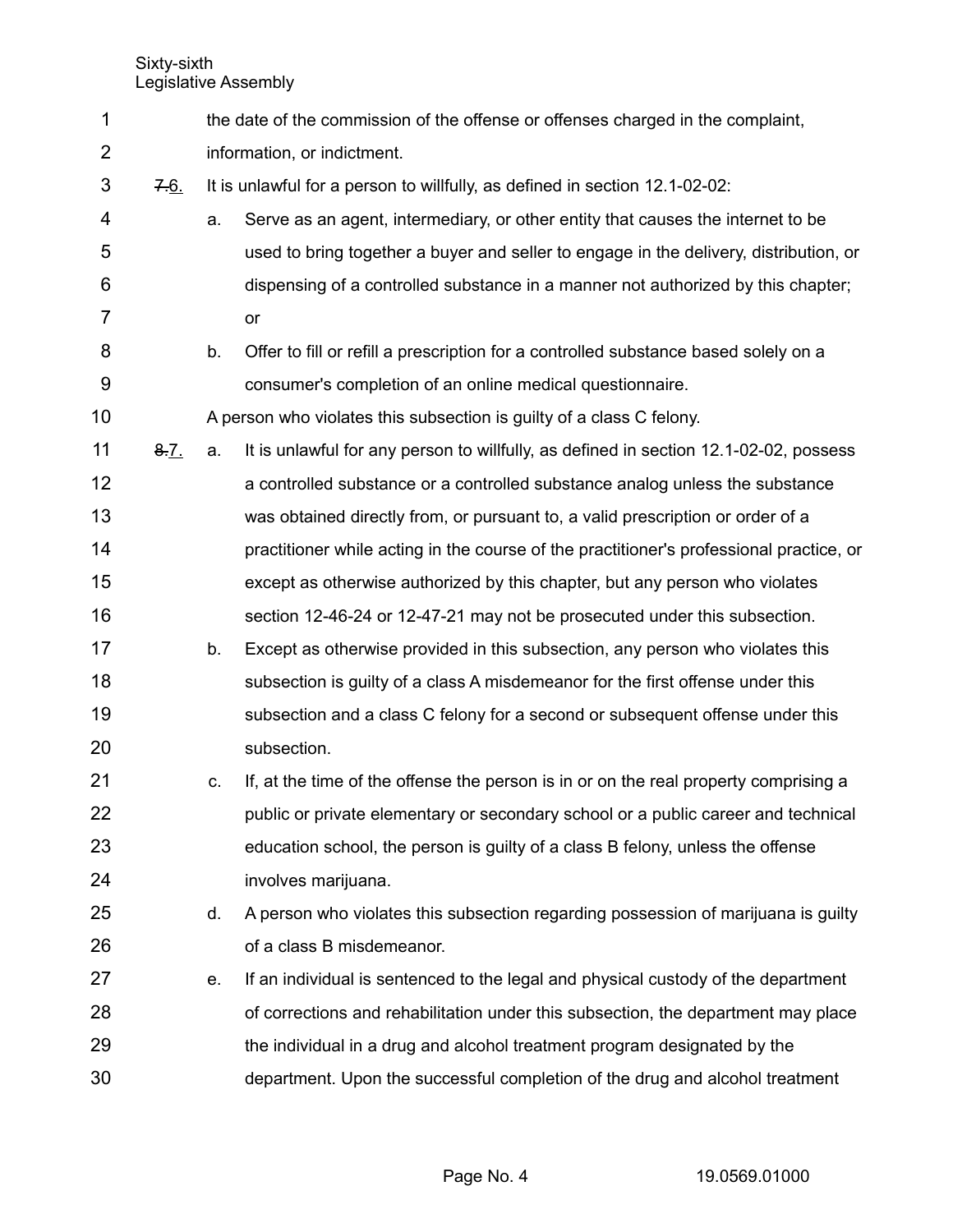the date of the commission of the offense or offenses charged in the complaint, information, or indictment.

~~7.~~6. It is unlawful for a person to willfully, as defined in section 12.1-02-02:

a. Serve as an agent, intermediary, or other entity that causes the internet to be used to bring together a buyer and seller to engage in the delivery, distribution, or dispensing of a controlled substance in a manner not authorized by this chapter; or

b. Offer to fill or refill a prescription for a controlled substance based solely on a consumer's completion of an online medical questionnaire.

A person who violates this subsection is guilty of a class C felony.

~~8.~~7. a. It is unlawful for any person to willfully, as defined in section 12.1-02-02, possess a controlled substance or a controlled substance analog unless the substance was obtained directly from, or pursuant to, a valid prescription or order of a practitioner while acting in the course of the practitioner's professional practice, or except as otherwise authorized by this chapter, but any person who violates section 12-46-24 or 12-47-21 may not be prosecuted under this subsection.

b. Except as otherwise provided in this subsection, any person who violates this subsection is guilty of a class A misdemeanor for the first offense under this subsection and a class C felony for a second or subsequent offense under this subsection.

c. If, at the time of the offense the person is in or on the real property comprising a public or private elementary or secondary school or a public career and technical education school, the person is guilty of a class B felony, unless the offense involves marijuana.

d. A person who violates this subsection regarding possession of marijuana is guilty of a class B misdemeanor.

e. If an individual is sentenced to the legal and physical custody of the department of corrections and rehabilitation under this subsection, the department may place the individual in a drug and alcohol treatment program designated by the department. Upon the successful completion of the drug and alcohol treatment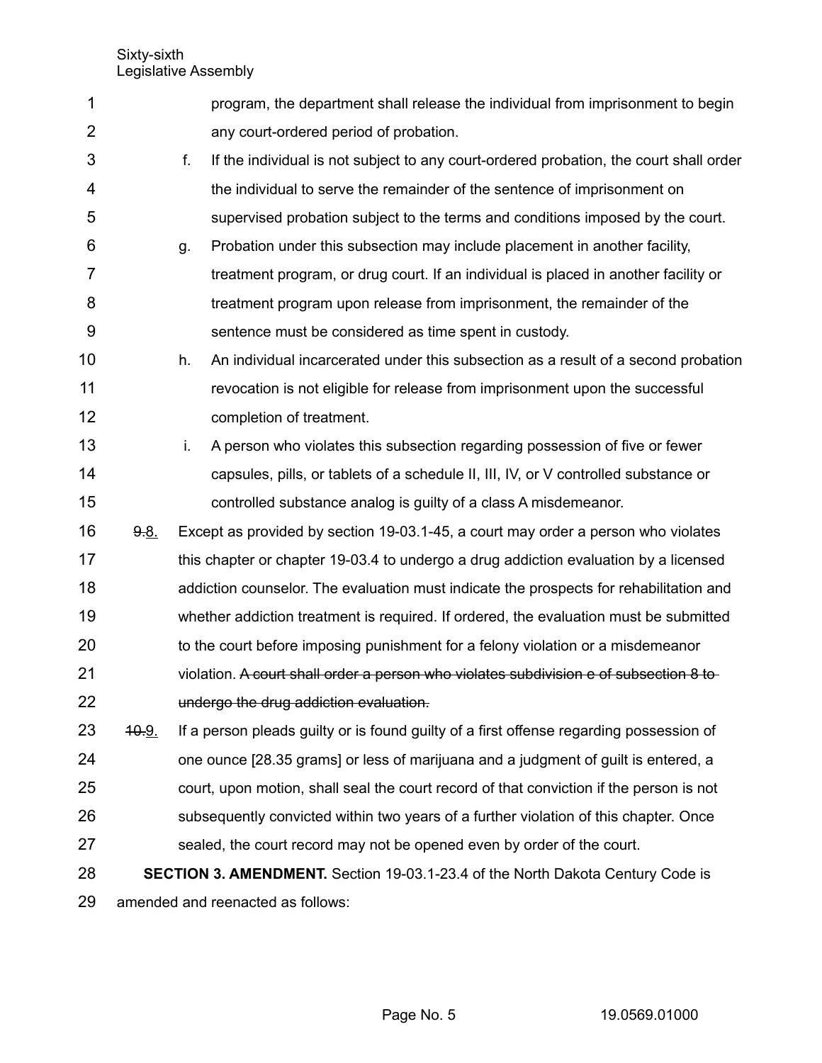program, the department shall release the individual from imprisonment to begin any court-ordered period of probation.

f. If the individual is not subject to any court-ordered probation, the court shall order the individual to serve the remainder of the sentence of imprisonment on supervised probation subject to the terms and conditions imposed by the court.

g. Probation under this subsection may include placement in another facility, treatment program, or drug court. If an individual is placed in another facility or treatment program upon release from imprisonment, the remainder of the sentence must be considered as time spent in custody.

h. An individual incarcerated under this subsection as a result of a second probation revocation is not eligible for release from imprisonment upon the successful completion of treatment.

i. A person who violates this subsection regarding possession of five or fewer capsules, pills, or tablets of a schedule II, III, IV, or V controlled substance or controlled substance analog is guilty of a class A misdemeanor.

~~9.~~8. Except as provided by section 19-03.1-45, a court may order a person who violates this chapter or chapter 19-03.4 to undergo a drug addiction evaluation by a licensed addiction counselor. The evaluation must indicate the prospects for rehabilitation and whether addiction treatment is required. If ordered, the evaluation must be submitted to the court before imposing punishment for a felony violation or a misdemeanor violation. ~~A court shall order a person who violates subdivision c of subsection 8 to undergo the drug addiction evaluation.~~

~~10.~~9. If a person pleads guilty or is found guilty of a first offense regarding possession of one ounce [28.35 grams] or less of marijuana and a judgment of guilt is entered, a court, upon motion, shall seal the court record of that conviction if the person is not subsequently convicted within two years of a further violation of this chapter. Once sealed, the court record may not be opened even by order of the court.

**SECTION 3. AMENDMENT.** Section 19-03.1-23.4 of the North Dakota Century Code is amended and reenacted as follows: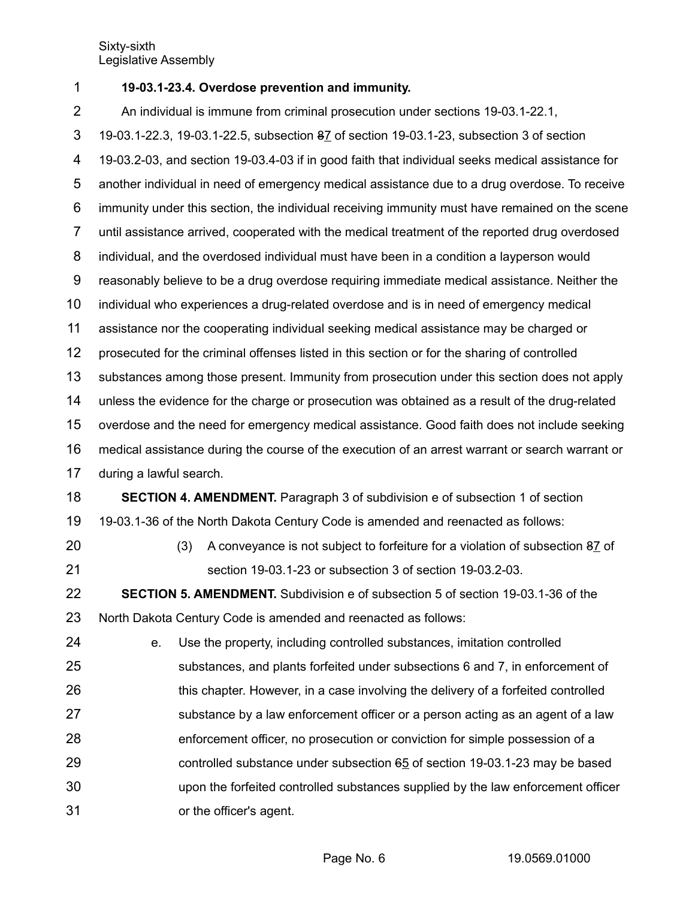**19-03.1-23.4. Overdose prevention and immunity.**

An individual is immune from criminal prosecution under sections 19-03.1-22.1, 19-03.1-22.3, 19-03.1-22.5, subsection ~~8~~7 of section 19-03.1-23, subsection 3 of section 19-03.2-03, and section 19-03.4-03 if in good faith that individual seeks medical assistance for another individual in need of emergency medical assistance due to a drug overdose. To receive immunity under this section, the individual receiving immunity must have remained on the scene until assistance arrived, cooperated with the medical treatment of the reported drug overdosed individual, and the overdosed individual must have been in a condition a layperson would reasonably believe to be a drug overdose requiring immediate medical assistance. Neither the individual who experiences a drug-related overdose and is in need of emergency medical assistance nor the cooperating individual seeking medical assistance may be charged or prosecuted for the criminal offenses listed in this section or for the sharing of controlled substances among those present. Immunity from prosecution under this section does not apply unless the evidence for the charge or prosecution was obtained as a result of the drug-related overdose and the need for emergency medical assistance. Good faith does not include seeking medical assistance during the course of the execution of an arrest warrant or search warrant or during a lawful search.

**SECTION 4. AMENDMENT.** Paragraph 3 of subdivision e of subsection 1 of section 19-03.1-36 of the North Dakota Century Code is amended and reenacted as follows:

(3) A conveyance is not subject to forfeiture for a violation of subsection ~~8~~7 of section 19-03.1-23 or subsection 3 of section 19-03.2-03.

**SECTION 5. AMENDMENT.** Subdivision e of subsection 5 of section 19-03.1-36 of the North Dakota Century Code is amended and reenacted as follows:

e. Use the property, including controlled substances, imitation controlled substances, and plants forfeited under subsections 6 and 7, in enforcement of this chapter. However, in a case involving the delivery of a forfeited controlled substance by a law enforcement officer or a person acting as an agent of a law enforcement officer, no prosecution or conviction for simple possession of a controlled substance under subsection ~~6~~5 of section 19-03.1-23 may be based upon the forfeited controlled substances supplied by the law enforcement officer or the officer's agent.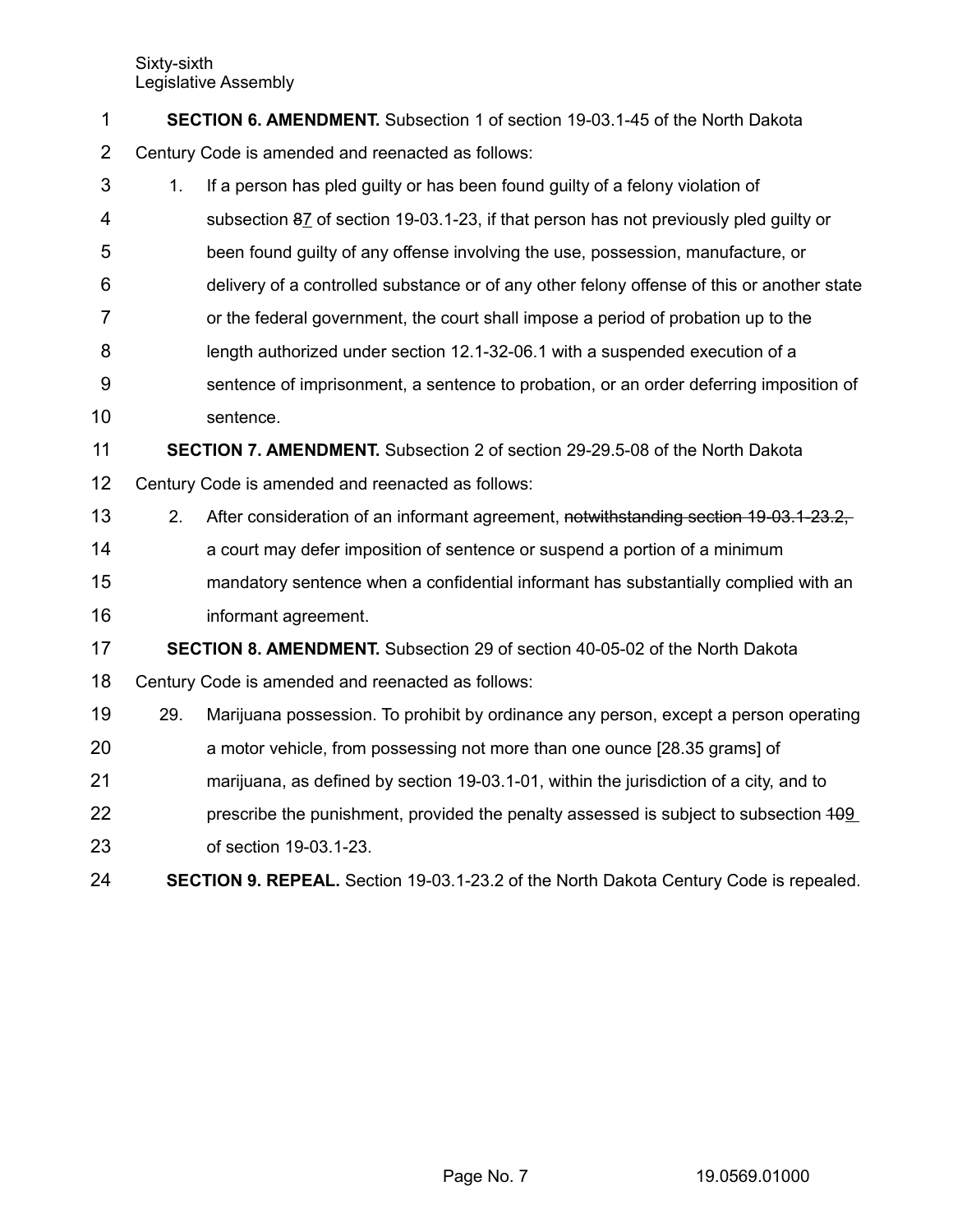**SECTION 6. AMENDMENT.** Subsection 1 of section 19-03.1-45 of the North Dakota Century Code is amended and reenacted as follows:

1. If a person has pled guilty or has been found guilty of a felony violation of subsection ~~8~~7 of section 19-03.1-23, if that person has not previously pled guilty or been found guilty of any offense involving the use, possession, manufacture, or delivery of a controlled substance or of any other felony offense of this or another state or the federal government, the court shall impose a period of probation up to the length authorized under section 12.1-32-06.1 with a suspended execution of a sentence of imprisonment, a sentence to probation, or an order deferring imposition of sentence.

**SECTION 7. AMENDMENT.** Subsection 2 of section 29-29.5-08 of the North Dakota Century Code is amended and reenacted as follows:

2. After consideration of an informant agreement, ~~notwithstanding section 19-03.1-23.2,~~ a court may defer imposition of sentence or suspend a portion of a minimum mandatory sentence when a confidential informant has substantially complied with an informant agreement.

**SECTION 8. AMENDMENT.** Subsection 29 of section 40-05-02 of the North Dakota Century Code is amended and reenacted as follows:

29. Marijuana possession. To prohibit by ordinance any person, except a person operating a motor vehicle, from possessing not more than one ounce [28.35 grams] of marijuana, as defined by section 19-03.1-01, within the jurisdiction of a city, and to prescribe the punishment, provided the penalty assessed is subject to subsection ~~10~~9 of section 19-03.1-23.

**SECTION 9. REPEAL.** Section 19-03.1-23.2 of the North Dakota Century Code is repealed.